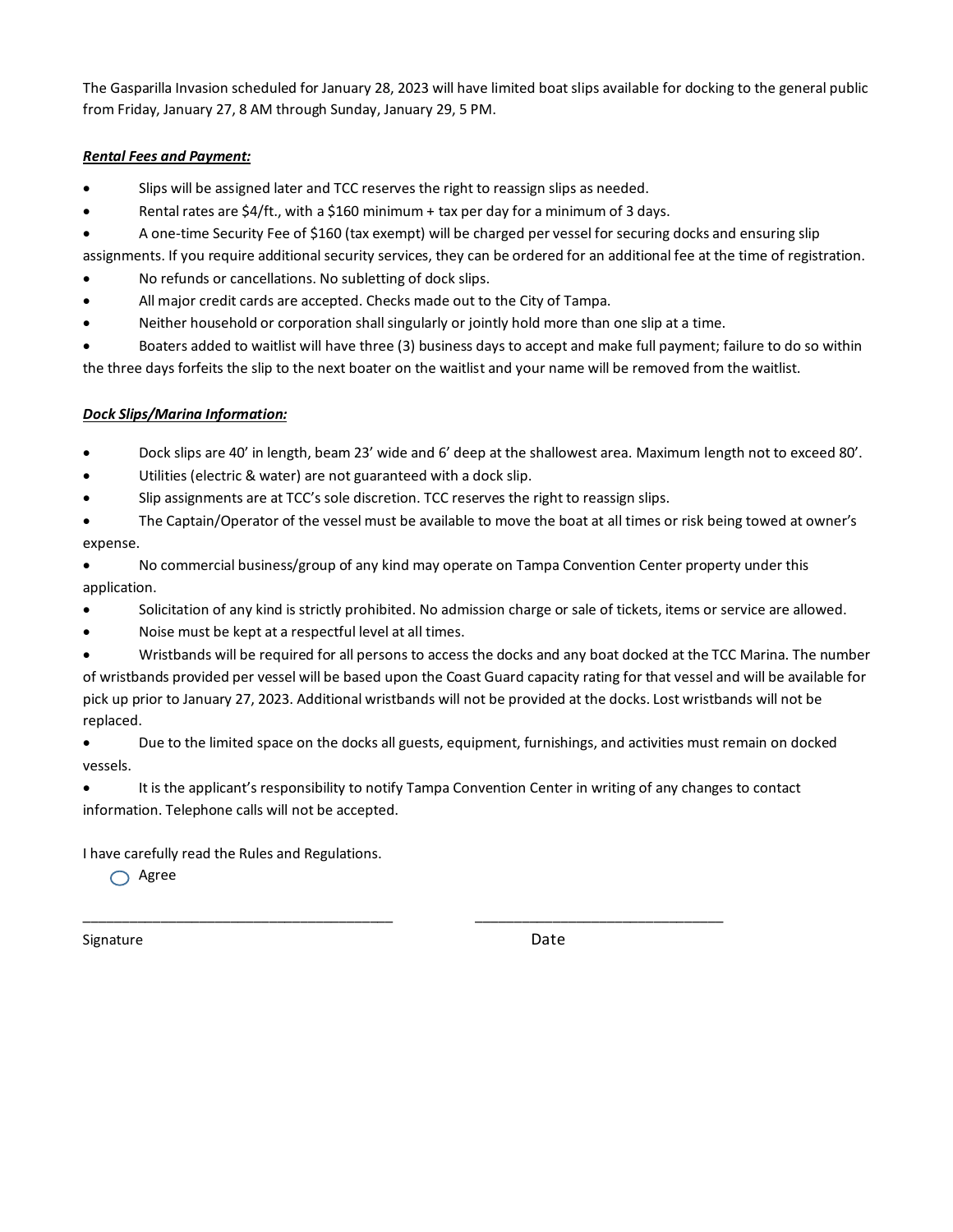The Gasparilla Invasion scheduled for January 28, 2023 will have limited boat slips available for docking to the general public from Friday, January 27, 8 AM through Sunday, January 29, 5 PM.

***Rental Fees and Payment:***

- Slips will be assigned later and TCC reserves the right to reassign slips as needed.
- Rental rates are $4/ft., with a $160 minimum + tax per day for a minimum of 3 days.
- A one-time Security Fee of $160 (tax exempt) will be charged per vessel for securing docks and ensuring slip assignments. If you require additional security services, they can be ordered for an additional fee at the time of registration.
- No refunds or cancellations. No subletting of dock slips.
- All major credit cards are accepted. Checks made out to the City of Tampa.
- Neither household or corporation shall singularly or jointly hold more than one slip at a time.
- Boaters added to waitlist will have three (3) business days to accept and make full payment; failure to do so within the three days forfeits the slip to the next boater on the waitlist and your name will be removed from the waitlist.

***Dock Slips/Marina Information:***

- Dock slips are 40' in length, beam 23' wide and 6' deep at the shallowest area. Maximum length not to exceed 80'.
- Utilities (electric & water) are not guaranteed with a dock slip.
- Slip assignments are at TCC's sole discretion. TCC reserves the right to reassign slips.
- The Captain/Operator of the vessel must be available to move the boat at all times or risk being towed at owner's expense.
- No commercial business/group of any kind may operate on Tampa Convention Center property under this application.
- Solicitation of any kind is strictly prohibited. No admission charge or sale of tickets, items or service are allowed.
- Noise must be kept at a respectful level at all times.
- Wristbands will be required for all persons to access the docks and any boat docked at the TCC Marina. The number of wristbands provided per vessel will be based upon the Coast Guard capacity rating for that vessel and will be available for pick up prior to January 27, 2023. Additional wristbands will not be provided at the docks. Lost wristbands will not be replaced.
- Due to the limited space on the docks all guests, equipment, furnishings, and activities must remain on docked vessels.
- It is the applicant's responsibility to notify Tampa Convention Center in writing of any changes to contact information. Telephone calls will not be accepted.

I have carefully read the Rules and Regulations.

○ Agree

_______________________________________ _________________________________

Signature Date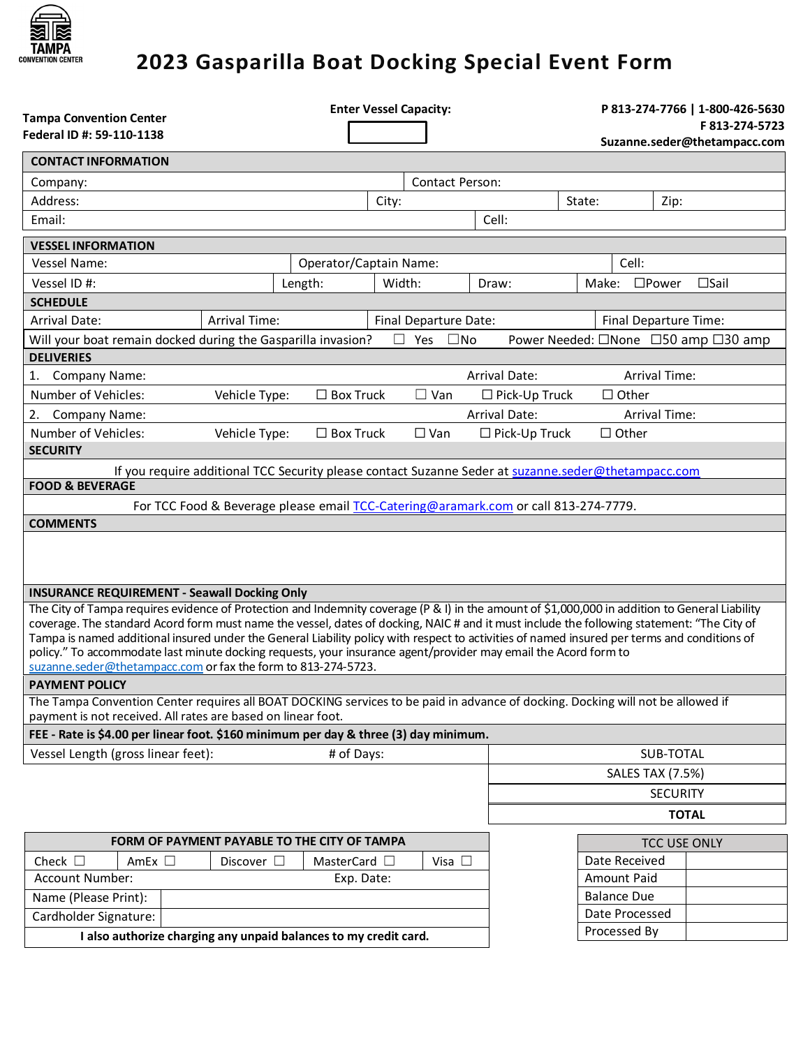TAMPA CONVENTION CENTER

# 2023 Gasparilla Boat Docking Special Event Form

**Tampa Convention Center**
**Federal ID #: 59-110-1138**

**Enter Vessel Capacity:**

**P 813-274-7766 | 1-800-426-5630**
**F 813-274-5723**
**Suzanne.seder@thetampacc.com**

| **CONTACT INFORMATION** | | | |
|---|---|---|---|
| Company: | Contact Person: | | |
| Address: | City: | State: | Zip: |
| Email: | Cell: | | |

| **VESSEL INFORMATION** | | | | |
|---|---|---|---|---|
| Vessel Name: | Operator/Captain Name: | | Cell: | |
| Vessel ID #: | Length: | Width: | Draw: | Make: ☐Power ☐Sail |

| **SCHEDULE** | | | |
|---|---|---|---|
| Arrival Date: | Arrival Time: | Final Departure Date: | Final Departure Time: |
| Will your boat remain docked during the Gasparilla invasion? ☐ Yes ☐No | | Power Needed: ☐None ☐50 amp ☐30 amp | |

| **DELIVERIES** | | | | | |
|---|---|---|---|---|---|
| 1. Company Name: | | | Arrival Date: | | Arrival Time: |
| Number of Vehicles: | Vehicle Type: | ☐ Box Truck | ☐ Van | ☐ Pick-Up Truck | ☐ Other |
| 2. Company Name: | | | Arrival Date: | | Arrival Time: |
| Number of Vehicles: | Vehicle Type: | ☐ Box Truck | ☐ Van | ☐ Pick-Up Truck | ☐ Other |

**SECURITY**

If you require additional TCC Security please contact Suzanne Seder at suzanne.seder@thetampacc.com

**FOOD & BEVERAGE**

For TCC Food & Beverage please email TCC-Catering@aramark.com or call 813-274-7779.

**COMMENTS**

**INSURANCE REQUIREMENT - Seawall Docking Only**

The City of Tampa requires evidence of Protection and Indemnity coverage (P & I) in the amount of $1,000,000 in addition to General Liability coverage. The standard Acord form must name the vessel, dates of docking, NAIC # and it must include the following statement: "The City of Tampa is named additional insured under the General Liability policy with respect to activities of named insured per terms and conditions of policy." To accommodate last minute docking requests, your insurance agent/provider may email the Acord form to suzanne.seder@thetampacc.com or fax the form to 813-274-5723.

**PAYMENT POLICY**

The Tampa Convention Center requires all BOAT DOCKING services to be paid in advance of docking. Docking will not be allowed if payment is not received. All rates are based on linear foot.

**FEE - Rate is $4.00 per linear foot. $160 minimum per day & three (3) day minimum.**

| Vessel Length (gross linear feet): | # of Days: | SUB-TOTAL |
|---|---|---|
| | | SALES TAX (7.5%) |
| | | SECURITY |
| | | **TOTAL** |

| **FORM OF PAYMENT PAYABLE TO THE CITY OF TAMPA** | | | | |
|---|---|---|---|---|
| Check ☐ | AmEx ☐ | Discover ☐ | MasterCard ☐ | Visa ☐ |
| Account Number: | | | Exp. Date: | |
| Name (Please Print): | | | | |
| Cardholder Signature: | | | | |
| **I also authorize charging any unpaid balances to my credit card.** | | | | |

| TCC USE ONLY | |
|---|---|
| Date Received | |
| Amount Paid | |
| Balance Due | |
| Date Processed | |
| Processed By | |